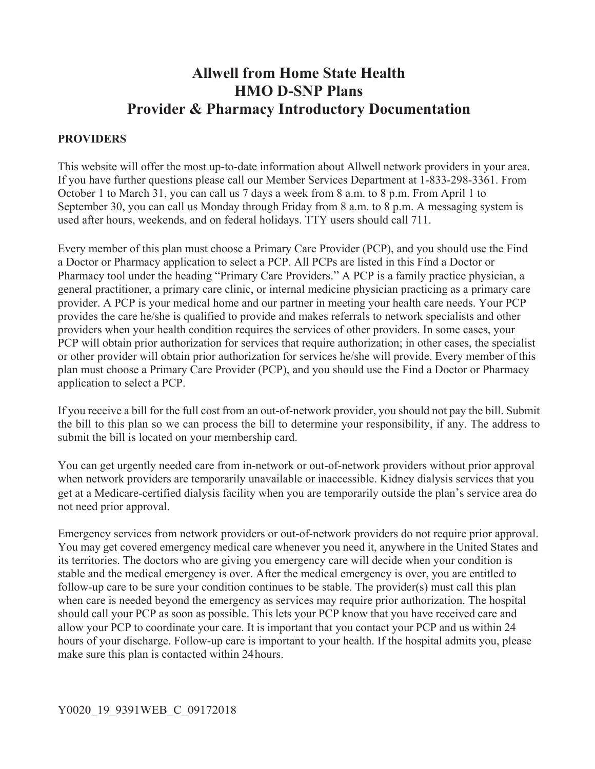# Allwell from Home State Health
# HMO D-SNP Plans
# Provider & Pharmacy Introductory Documentation

**PROVIDERS**

This website will offer the most up-to-date information about Allwell network providers in your area. If you have further questions please call our Member Services Department at 1-833-298-3361. From October 1 to March 31, you can call us 7 days a week from 8 a.m. to 8 p.m. From April 1 to September 30, you can call us Monday through Friday from 8 a.m. to 8 p.m. A messaging system is used after hours, weekends, and on federal holidays. TTY users should call 711.

Every member of this plan must choose a Primary Care Provider (PCP), and you should use the Find a Doctor or Pharmacy application to select a PCP. All PCPs are listed in this Find a Doctor or Pharmacy tool under the heading "Primary Care Providers." A PCP is a family practice physician, a general practitioner, a primary care clinic, or internal medicine physician practicing as a primary care provider. A PCP is your medical home and our partner in meeting your health care needs. Your PCP provides the care he/she is qualified to provide and makes referrals to network specialists and other providers when your health condition requires the services of other providers. In some cases, your PCP will obtain prior authorization for services that require authorization; in other cases, the specialist or other provider will obtain prior authorization for services he/she will provide. Every member of this plan must choose a Primary Care Provider (PCP), and you should use the Find a Doctor or Pharmacy application to select a PCP.

If you receive a bill for the full cost from an out-of-network provider, you should not pay the bill. Submit the bill to this plan so we can process the bill to determine your responsibility, if any. The address to submit the bill is located on your membership card.

You can get urgently needed care from in-network or out-of-network providers without prior approval when network providers are temporarily unavailable or inaccessible. Kidney dialysis services that you get at a Medicare-certified dialysis facility when you are temporarily outside the plan's service area do not need prior approval.

Emergency services from network providers or out-of-network providers do not require prior approval. You may get covered emergency medical care whenever you need it, anywhere in the United States and its territories. The doctors who are giving you emergency care will decide when your condition is stable and the medical emergency is over. After the medical emergency is over, you are entitled to follow-up care to be sure your condition continues to be stable. The provider(s) must call this plan when care is needed beyond the emergency as services may require prior authorization. The hospital should call your PCP as soon as possible. This lets your PCP know that you have received care and allow your PCP to coordinate your care. It is important that you contact your PCP and us within 24 hours of your discharge. Follow-up care is important to your health. If the hospital admits you, please make sure this plan is contacted within 24 hours.

Y0020_19_9391WEB_C_09172018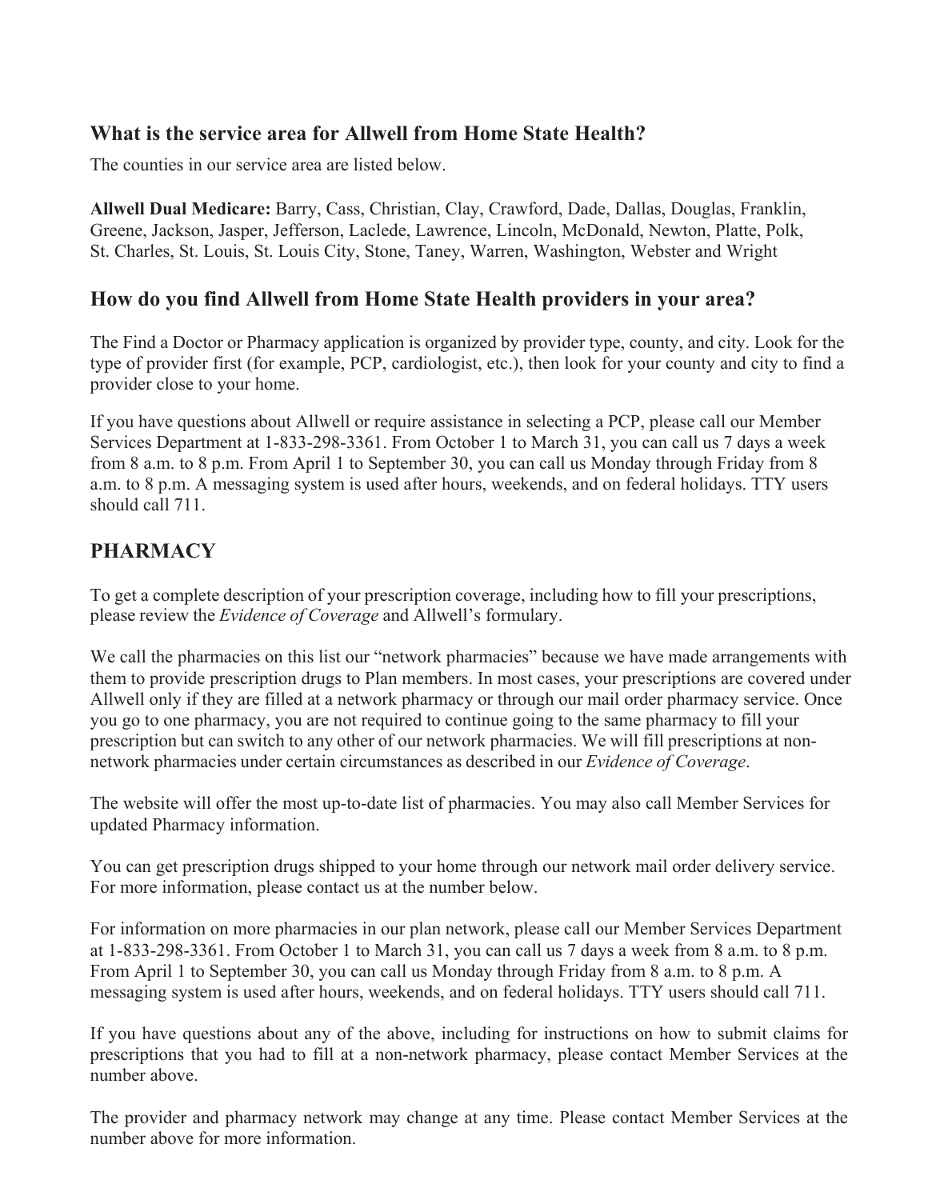## What is the service area for Allwell from Home State Health?

The counties in our service area are listed below.

**Allwell Dual Medicare:** Barry, Cass, Christian, Clay, Crawford, Dade, Dallas, Douglas, Franklin, Greene, Jackson, Jasper, Jefferson, Laclede, Lawrence, Lincoln, McDonald, Newton, Platte, Polk, St. Charles, St. Louis, St. Louis City, Stone, Taney, Warren, Washington, Webster and Wright

## How do you find Allwell from Home State Health providers in your area?

The Find a Doctor or Pharmacy application is organized by provider type, county, and city. Look for the type of provider first (for example, PCP, cardiologist, etc.), then look for your county and city to find a provider close to your home.

If you have questions about Allwell or require assistance in selecting a PCP, please call our Member Services Department at 1-833-298-3361. From October 1 to March 31, you can call us 7 days a week from 8 a.m. to 8 p.m. From April 1 to September 30, you can call us Monday through Friday from 8 a.m. to 8 p.m. A messaging system is used after hours, weekends, and on federal holidays. TTY users should call 711.

## PHARMACY

To get a complete description of your prescription coverage, including how to fill your prescriptions, please review the *Evidence of Coverage* and Allwell's formulary.

We call the pharmacies on this list our "network pharmacies" because we have made arrangements with them to provide prescription drugs to Plan members. In most cases, your prescriptions are covered under Allwell only if they are filled at a network pharmacy or through our mail order pharmacy service. Once you go to one pharmacy, you are not required to continue going to the same pharmacy to fill your prescription but can switch to any other of our network pharmacies. We will fill prescriptions at non-network pharmacies under certain circumstances as described in our *Evidence of Coverage*.

The website will offer the most up-to-date list of pharmacies. You may also call Member Services for updated Pharmacy information.

You can get prescription drugs shipped to your home through our network mail order delivery service. For more information, please contact us at the number below.

For information on more pharmacies in our plan network, please call our Member Services Department at 1-833-298-3361. From October 1 to March 31, you can call us 7 days a week from 8 a.m. to 8 p.m. From April 1 to September 30, you can call us Monday through Friday from 8 a.m. to 8 p.m. A messaging system is used after hours, weekends, and on federal holidays. TTY users should call 711.

If you have questions about any of the above, including for instructions on how to submit claims for prescriptions that you had to fill at a non-network pharmacy, please contact Member Services at the number above.

The provider and pharmacy network may change at any time. Please contact Member Services at the number above for more information.